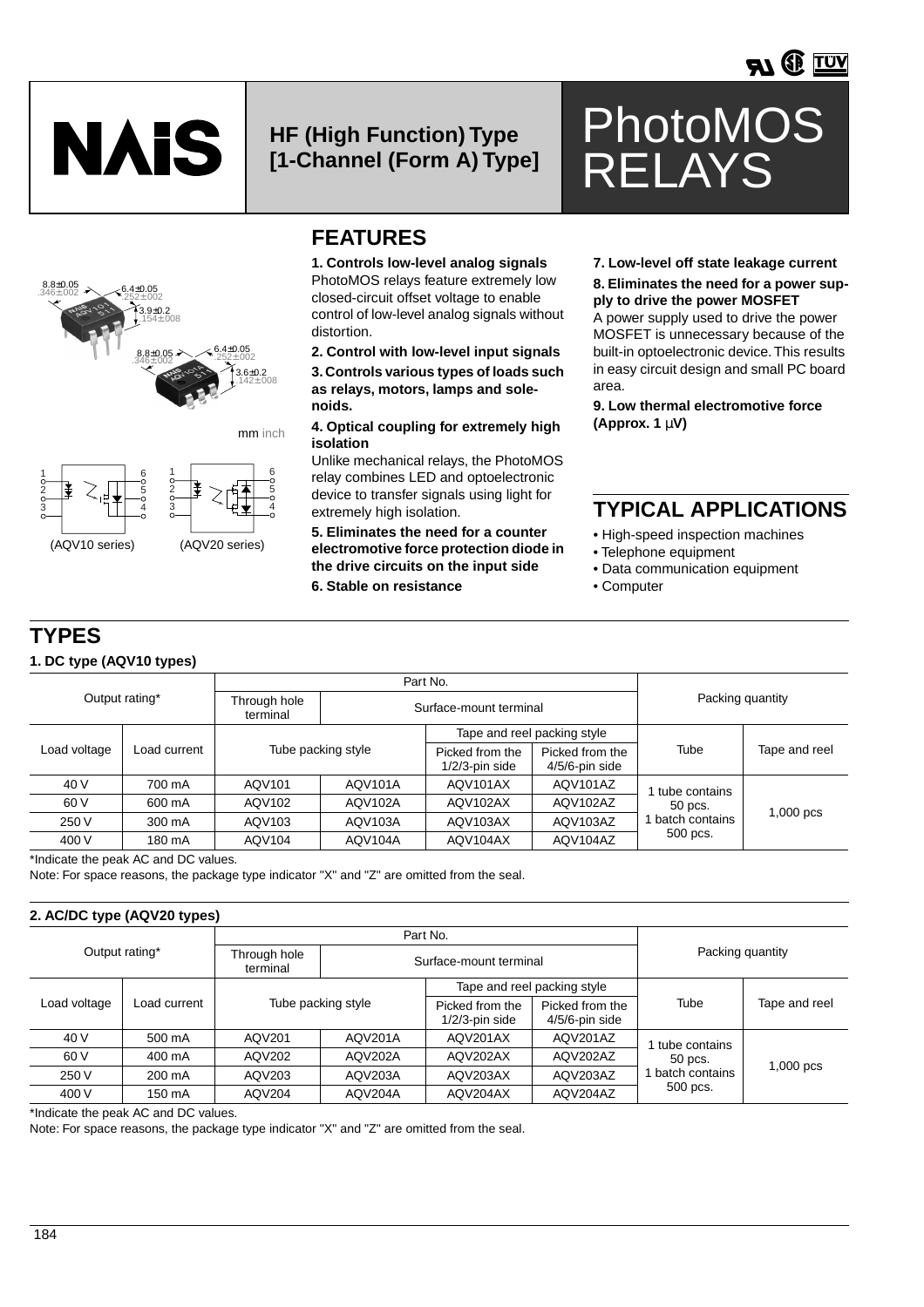# PhotoMOS RELAYS

**HF (High Function) Type [1-Channel (Form A) Type]**

mm inch

(AQV10 series) (AQV20 series)

## FEATURES

**1. Controls low-level analog signals**
PhotoMOS relays feature extremely low closed-circuit offset voltage to enable control of low-level analog signals without distortion.

**2. Control with low-level input signals**

**3. Controls various types of loads such as relays, motors, lamps and solenoids.**

**4. Optical coupling for extremely high isolation**
Unlike mechanical relays, the PhotoMOS relay combines LED and optoelectronic device to transfer signals using light for extremely high isolation.

**5. Eliminates the need for a counter electromotive force protection diode in the drive circuits on the input side**

**6. Stable on resistance**

**7. Low-level off state leakage current**

**8. Eliminates the need for a power supply to drive the power MOSFET**
A power supply used to drive the power MOSFET is unnecessary because of the built-in optoelectronic device. This results in easy circuit design and small PC board area.

**9. Low thermal electromotive force (Approx. 1 μV)**

## TYPICAL APPLICATIONS

- High-speed inspection machines
- Telephone equipment
- Data communication equipment
- Computer

## TYPES

**1. DC type (AQV10 types)**

| Output rating* | | Part No. | | | | Packing quantity | |
|---|---|---|---|---|---|---|---|
| | | Through hole terminal | Surface-mount terminal | | | | |
| Load voltage | Load current | Tube packing style | | Tape and reel packing style | | Tube | Tape and reel |
| | | | | Picked from the 1/2/3-pin side | Picked from the 4/5/6-pin side | | |
| 40 V | 700 mA | AQV101 | AQV101A | AQV101AX | AQV101AZ | 1 tube contains 50 pcs. 1 batch contains 500 pcs. | 1,000 pcs |
| 60 V | 600 mA | AQV102 | AQV102A | AQV102AX | AQV102AZ | | |
| 250 V | 300 mA | AQV103 | AQV103A | AQV103AX | AQV103AZ | | |
| 400 V | 180 mA | AQV104 | AQV104A | AQV104AX | AQV104AZ | | |

*Indicate the peak AC and DC values.
Note: For space reasons, the package type indicator "X" and "Z" are omitted from the seal.

**2. AC/DC type (AQV20 types)**

| Output rating* | | Part No. | | | | Packing quantity | |
|---|---|---|---|---|---|---|---|
| | | Through hole terminal | Surface-mount terminal | | | | |
| Load voltage | Load current | Tube packing style | | Tape and reel packing style | | Tube | Tape and reel |
| | | | | Picked from the 1/2/3-pin side | Picked from the 4/5/6-pin side | | |
| 40 V | 500 mA | AQV201 | AQV201A | AQV201AX | AQV201AZ | 1 tube contains 50 pcs. 1 batch contains 500 pcs. | 1,000 pcs |
| 60 V | 400 mA | AQV202 | AQV202A | AQV202AX | AQV202AZ | | |
| 250 V | 200 mA | AQV203 | AQV203A | AQV203AX | AQV203AZ | | |
| 400 V | 150 mA | AQV204 | AQV204A | AQV204AX | AQV204AZ | | |

*Indicate the peak AC and DC values.
Note: For space reasons, the package type indicator "X" and "Z" are omitted from the seal.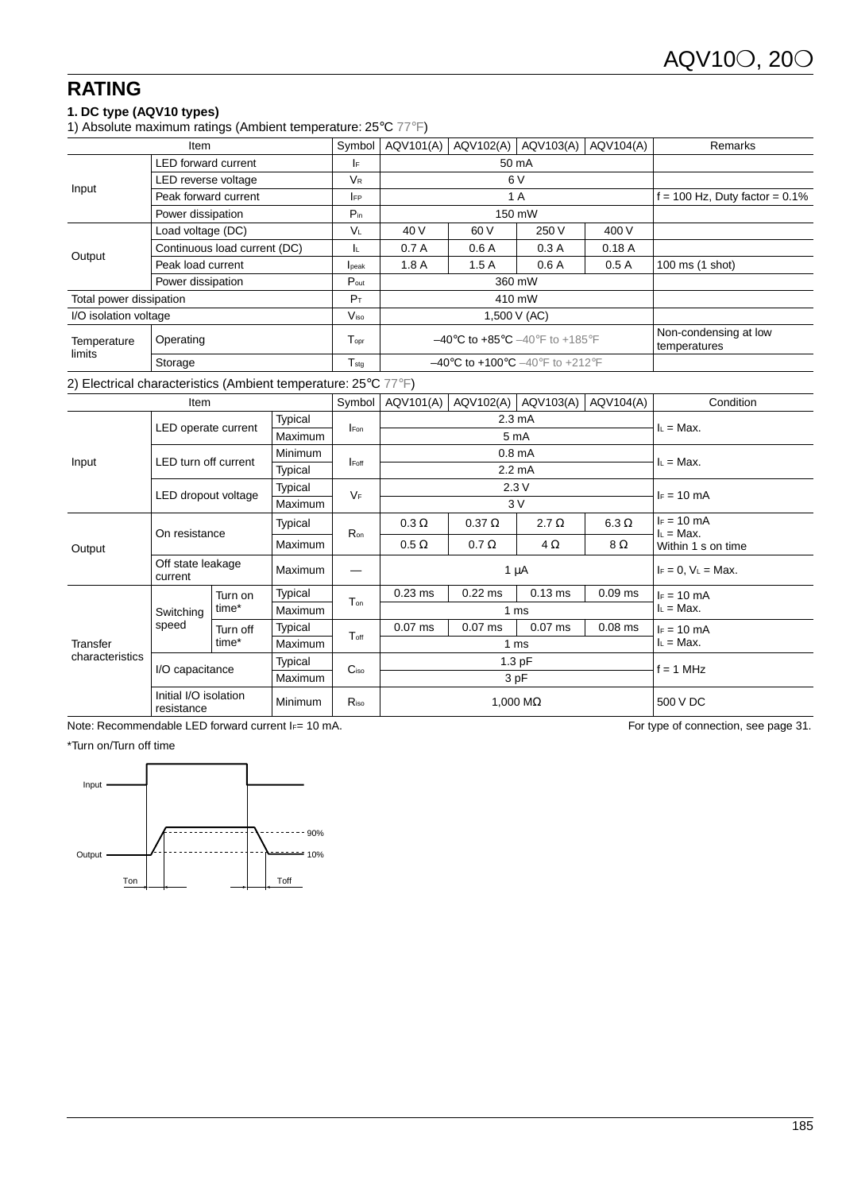# RATING

### 1. DC type (AQV10 types)

1) Absolute maximum ratings (Ambient temperature: 25°C 77°F)

| Item | | Symbol | AQV101(A) | AQV102(A) | AQV103(A) | AQV104(A) | Remarks |
|---|---|---|---|---|---|---|---|
| Input | LED forward current | $I_F$ | 50 mA | | | | |
| | LED reverse voltage | $V_R$ | 6 V | | | | |
| | Peak forward current | $I_{FP}$ | 1 A | | | | f = 100 Hz, Duty factor = 0.1% |
| | Power dissipation | $P_{in}$ | 150 mW | | | | |
| Output | Load voltage (DC) | $V_L$ | 40 V | 60 V | 250 V | 400 V | |
| | Continuous load current (DC) | $I_L$ | 0.7 A | 0.6 A | 0.3 A | 0.18 A | |
| | Peak load current | $I_{peak}$ | 1.8 A | 1.5 A | 0.6 A | 0.5 A | 100 ms (1 shot) |
| | Power dissipation | $P_{out}$ | 360 mW | | | | |
| Total power dissipation | | $P_T$ | 410 mW | | | | |
| I/O isolation voltage | | $V_{iso}$ | 1,500 V (AC) | | | | |
| Temperature limits | Operating | $T_{opr}$ | –40°C to +85°C –40°F to +185°F | | | | Non-condensing at low temperatures |
| | Storage | $T_{stg}$ | –40°C to +100°C –40°F to +212°F | | | | |

2) Electrical characteristics (Ambient temperature: 25°C 77°F)

| Item | | | | Symbol | AQV101(A) | AQV102(A) | AQV103(A) | AQV104(A) | Condition |
|---|---|---|---|---|---|---|---|---|---|
| Input | LED operate current | | Typical | $I_{Fon}$ | 2.3 mA | | | | $I_L$ = Max. |
| | | | Maximum | | 5 mA | | | | |
| | LED turn off current | | Minimum | $I_{Foff}$ | 0.8 mA | | | | $I_L$ = Max. |
| | | | Typical | | 2.2 mA | | | | |
| | LED dropout voltage | | Typical | $V_F$ | 2.3 V | | | | $I_F$ = 10 mA |
| | | | Maximum | | 3 V | | | | |
| Output | On resistance | | Typical | $R_{on}$ | 0.3 Ω | 0.37 Ω | 2.7 Ω | 6.3 Ω | $I_F$ = 10 mA, $I_L$ = Max. Within 1 s on time |
| | | | Maximum | | 0.5 Ω | 0.7 Ω | 4 Ω | 8 Ω | |
| | Off state leakage current | | Maximum | — | 1 μA | | | | $I_F$ = 0, $V_L$ = Max. |
| Transfer characteristics | Switching speed | Turn on time* | Typical | $T_{on}$ | 0.23 ms | 0.22 ms | 0.13 ms | 0.09 ms | $I_F$ = 10 mA, $I_L$ = Max. |
| | | | Maximum | | 1 ms | | | | |
| | | Turn off time* | Typical | $T_{off}$ | 0.07 ms | 0.07 ms | 0.07 ms | 0.08 ms | $I_F$ = 10 mA, $I_L$ = Max. |
| | | | Maximum | | 1 ms | | | | |
| | I/O capacitance | | Typical | $C_{iso}$ | 1.3 pF | | | | f = 1 MHz |
| | | | Maximum | | 3 pF | | | | |
| | Initial I/O isolation resistance | | Minimum | $R_{iso}$ | 1,000 MΩ | | | | 500 V DC |

Note: Recommendable LED forward current $I_F$= 10 mA.

For type of connection, see page 31.

*Turn on/Turn off time

Input

Output

90%

10%

Ton

Toff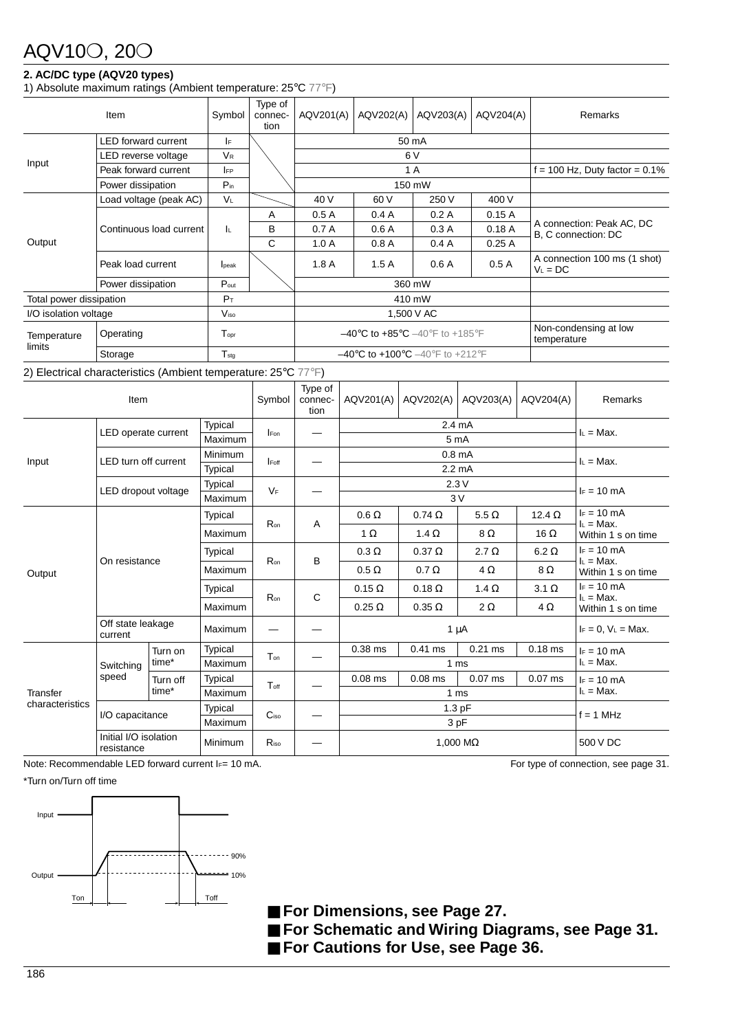# AQV10○, 20○

## 2. AC/DC type (AQV20 types)

1) Absolute maximum ratings (Ambient temperature: 25°C 77°F)

| Item | | Symbol | Type of connection | AQV201(A) | AQV202(A) | AQV203(A) | AQV204(A) | Remarks |
|---|---|---|---|---|---|---|---|---|
| Input | LED forward current | $I_F$ | | 50 mA | | | | |
| | LED reverse voltage | $V_R$ | | 6 V | | | | |
| | Peak forward current | $I_{FP}$ | | 1 A | | | | f = 100 Hz, Duty factor = 0.1% |
| | Power dissipation | $P_{in}$ | | 150 mW | | | | |
| Output | Load voltage (peak AC) | $V_L$ | | 40 V | 60 V | 250 V | 400 V | |
| | Continuous load current | $I_L$ | A | 0.5 A | 0.4 A | 0.2 A | 0.15 A | A connection: Peak AC, DC B, C connection: DC |
| | | | B | 0.7 A | 0.6 A | 0.3 A | 0.18 A | |
| | | | C | 1.0 A | 0.8 A | 0.4 A | 0.25 A | |
| | Peak load current | $I_{peak}$ | | 1.8 A | 1.5 A | 0.6 A | 0.5 A | A connection 100 ms (1 shot) $V_L$ = DC |
| | Power dissipation | $P_{out}$ | | 360 mW | | | | |
| Total power dissipation | | $P_T$ | | 410 mW | | | | |
| I/O isolation voltage | | $V_{iso}$ | | 1,500 V AC | | | | |
| Temperature limits | Operating | $T_{opr}$ | | –40°C to +85°C –40°F to +185°F | | | | Non-condensing at low temperature |
| | Storage | $T_{stg}$ | | –40°C to +100°C –40°F to +212°F | | | | |

2) Electrical characteristics (Ambient temperature: 25°C 77°F)

| Item | | | Symbol | Type of connection | AQV201(A) | AQV202(A) | AQV203(A) | AQV204(A) | Remarks |
|---|---|---|---|---|---|---|---|---|---|
| Input | LED operate current | Typical | $I_{Fon}$ | — | 2.4 mA | | | | $I_L$ = Max. |
| | | Maximum | | | 5 mA | | | | |
| | LED turn off current | Minimum | $I_{Foff}$ | — | 0.8 mA | | | | $I_L$ = Max. |
| | | Typical | | | 2.2 mA | | | | |
| | LED dropout voltage | Typical | $V_F$ | — | 2.3 V | | | | $I_F$ = 10 mA |
| | | Maximum | | | 3 V | | | | |
| Output | On resistance | Typical | $R_{on}$ | A | 0.6 Ω | 0.74 Ω | 5.5 Ω | 12.4 Ω | $I_F$ = 10 mA $I_L$ = Max. Within 1 s on time |
| | | Maximum | | | 1 Ω | 1.4 Ω | 8 Ω | 16 Ω | |
| | | Typical | $R_{on}$ | B | 0.3 Ω | 0.37 Ω | 2.7 Ω | 6.2 Ω | $I_F$ = 10 mA $I_L$ = Max. Within 1 s on time |
| | | Maximum | | | 0.5 Ω | 0.7 Ω | 4 Ω | 8 Ω | |
| | | Typical | $R_{on}$ | C | 0.15 Ω | 0.18 Ω | 1.4 Ω | 3.1 Ω | $I_F$ = 10 mA $I_L$ = Max. Within 1 s on time |
| | | Maximum | | | 0.25 Ω | 0.35 Ω | 2 Ω | 4 Ω | |
| | Off state leakage current | Maximum | — | — | 1 μA | | | | $I_F$ = 0, $V_L$ = Max. |
| Transfer characteristics | Switching speed: Turn on time* | Typical | $T_{on}$ | — | 0.38 ms | 0.41 ms | 0.21 ms | 0.18 ms | $I_F$ = 10 mA $I_L$ = Max. |
| | | Maximum | | | 1 ms | | | | |
| | Switching speed: Turn off time* | Typical | $T_{off}$ | — | 0.08 ms | 0.08 ms | 0.07 ms | 0.07 ms | $I_F$ = 10 mA $I_L$ = Max. |
| | | Maximum | | | 1 ms | | | | |
| | I/O capacitance | Typical | $C_{iso}$ | — | 1.3 pF | | | | f = 1 MHz |
| | | Maximum | | | 3 pF | | | | |
| | Initial I/O isolation resistance | Minimum | $R_{iso}$ | — | 1,000 MΩ | | | | 500 V DC |

Note: Recommendable LED forward current $I_F$= 10 mA.

For type of connection, see page 31.

*Turn on/Turn off time

Input

Output 90% 10%

Ton Toff

■ **For Dimensions, see Page 27.**

■ **For Schematic and Wiring Diagrams, see Page 31.**

■ **For Cautions for Use, see Page 36.**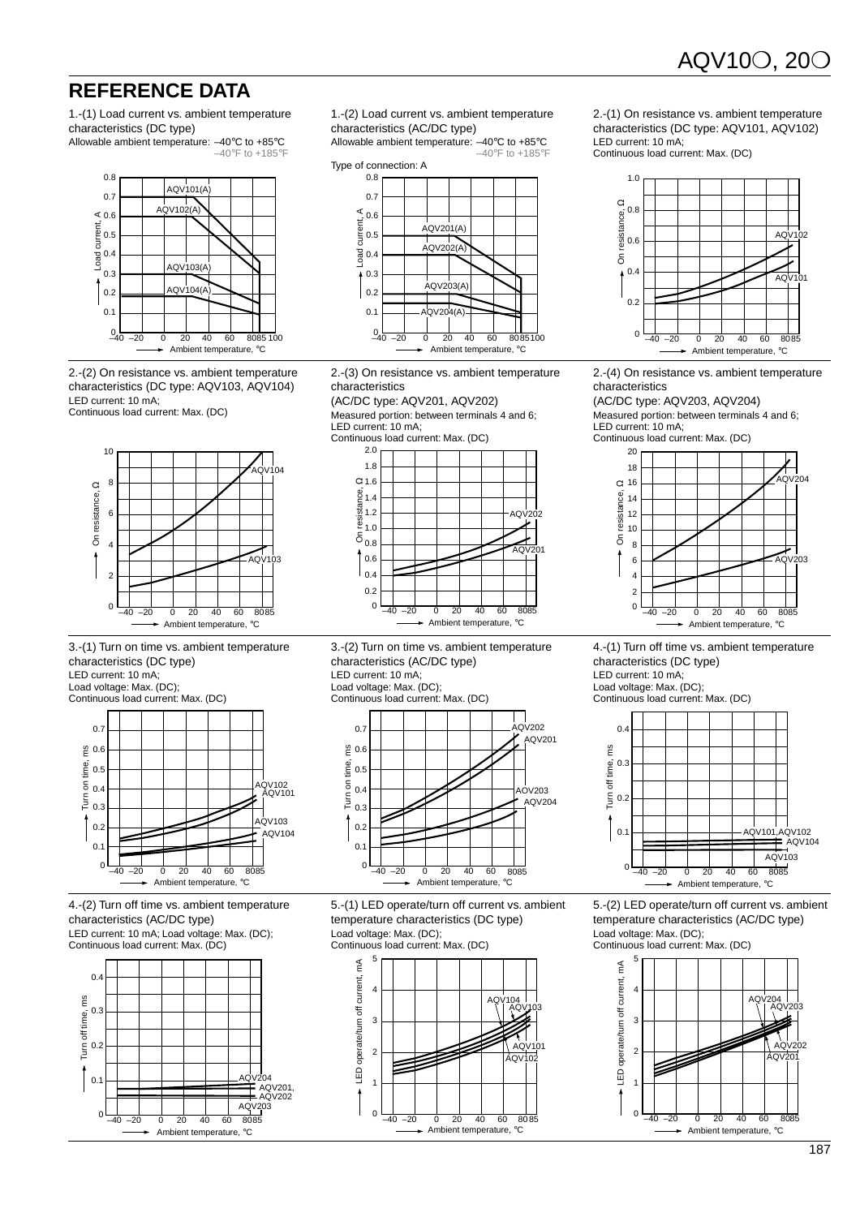## REFERENCE DATA

1.-(1) Load current vs. ambient temperature characteristics (DC type)
Allowable ambient temperature: –40°C to +85°C
–40°F to +185°F

1.-(2) Load current vs. ambient temperature characteristics (AC/DC type)
Allowable ambient temperature: –40°C to +85°C
–40°F to +185°F
Type of connection: A

2.-(1) On resistance vs. ambient temperature characteristics (DC type: AQV101, AQV102)
LED current: 10 mA;
Continuous load current: Max. (DC)

2.-(2) On resistance vs. ambient temperature characteristics (DC type: AQV103, AQV104)
LED current: 10 mA;
Continuous load current: Max. (DC)

2.-(3) On resistance vs. ambient temperature characteristics
(AC/DC type: AQV201, AQV202)
Measured portion: between terminals 4 and 6;
LED current: 10 mA;
Continuous load current: Max. (DC)

2.-(4) On resistance vs. ambient temperature characteristics
(AC/DC type: AQV203, AQV204)
Measured portion: between terminals 4 and 6;
LED current: 10 mA;
Continuous load current: Max. (DC)

3.-(1) Turn on time vs. ambient temperature characteristics (DC type)
LED current: 10 mA;
Load voltage: Max. (DC);
Continuous load current: Max. (DC)

3.-(2) Turn on time vs. ambient temperature characteristics (AC/DC type)
LED current: 10 mA;
Load voltage: Max. (DC);
Continuous load current: Max. (DC)

4.-(1) Turn off time vs. ambient temperature characteristics (DC type)
LED current: 10 mA;
Load voltage: Max. (DC);
Continuous load current: Max. (DC)

4.-(2) Turn off time vs. ambient temperature characteristics (AC/DC type)
LED current: 10 mA; Load voltage: Max. (DC);
Continuous load current: Max. (DC)

5.-(1) LED operate/turn off current vs. ambient temperature characteristics (DC type)
Load voltage: Max. (DC);
Continuous load current: Max. (DC)

5.-(2) LED operate/turn off current vs. ambient temperature characteristics (AC/DC type)
Load voltage: Max. (DC);
Continuous load current: Max. (DC)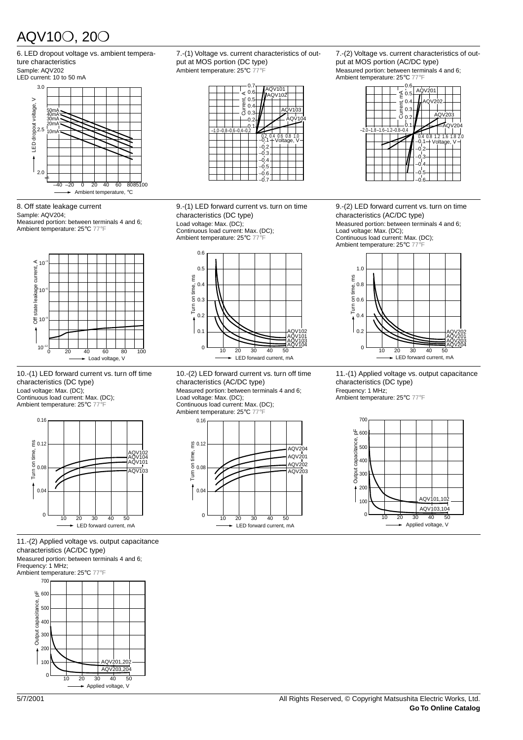# AQV10○, 20○

6. LED dropout voltage vs. ambient temperature characteristics

Sample: AQV202
LED current: 10 to 50 mA

LED dropout voltage, V
3.0
2.5
2.0
50mA
40mA
30mA
20mA
10mA
–40 –20 0 20 40 60 80 85 100
Ambient temperature, °C

7.-(1) Voltage vs. current characteristics of output at MOS portion (DC type)

Ambient temperature: 25°C 77°F

Current, A
0.7
0.6
0.5
0.4
0.3
0.2
0.1
–1.0 –0.8 –0.6 –0.4 –0.2
0.2 0.4 0.6 0.8 1.0
–0.1
–0.2
–0.3
–0.4
–0.5
–0.6
–0.7
Voltage, V
AQV101
AQV102
AQV103
AQV104

7.-(2) Voltage vs. current characteristics of output at MOS portion (AC/DC type)

Measured portion: between terminals 4 and 6;
Ambient temperature: 25°C 77°F

Current, mA
0.6
0.5
0.4
0.3
0.2
0.1
–2.0 –1.8 –1.6 –1.2 –0.8 –0.4
0.4 0.8 1.2 1.6 1.8 2.0
–0.1
–0.2
–0.3
–0.4
–0.5
–0.6
Voltage, V
AQV201
AQV202
AQV203
AQV204

8. Off state leakage current

Sample: AQV204;
Measured portion: between terminals 4 and 6;
Ambient temperature: 25°C 77°F

Off state leakage current, A
$10^{-3}$
$10^{-6}$
$10^{-9}$
$10^{-12}$
0 20 40 60 80 100
Load voltage, V

9.-(1) LED forward current vs. turn on time characteristics (DC type)

Load voltage: Max. (DC);
Continuous load current: Max. (DC);
Ambient temperature: 25°C 77°F

Turn on time, ms
0.6
0.5
0.4
0.3
0.2
0.1
0
10 20 30 40 50
LED forward current, mA
AQV102
AQV101
AQV103
AQV104

9.-(2) LED forward current vs. turn on time characteristics (AC/DC type)

Measured portion: between terminals 4 and 6;
Load voltage: Max. (DC);
Continuous load current: Max. (DC);
Ambient temperature: 25°C 77°F

Turn on time, ms
1.0
0.8
0.6
0.4
0.2
0
10 20 30 40 50
LED forward current, mA
AQV202
AQV201
AQV203
AQV204

10.-(1) LED forward current vs. turn off time characteristics (DC type)

Load voltage: Max. (DC);
Continuous load current: Max. (DC);
Ambient temperature: 25°C 77°F

Turn on time, ms
0.16
0.12
0.08
0.04
0
10 20 30 40 50
LED forward current, mA
AQV102
AQV104
AQV101
AQV103

10.-(2) LED forward current vs. turn off time characteristics (AC/DC type)

Measured portion: between terminals 4 and 6;
Load voltage: Max. (DC);
Continuous load current: Max. (DC);
Ambient temperature: 25°C 77°F

Turn on time, ms
0.16
0.12
0.08
0.04
0
10 20 30 40 50
LED forward current, mA
AQV204
AQV201
AQV202
AQV203

11.-(1) Applied voltage vs. output capacitance characteristics (DC type)

Frequency: 1 MHz;
Ambient temperature: 25°C 77°F

Output capacitance, pF
700
600
500
400
300
200
100
0
10 20 30 40 50
Applied voltage, V
AQV101,102
AQV103,104

11.-(2) Applied voltage vs. output capacitance characteristics (AC/DC type)

Measured portion: between terminals 4 and 6;
Frequency: 1 MHz;
Ambient temperature: 25°C 77°F

Output capacitance, pF
700
600
500
400
300
200
100
0
10 20 30 40 50
Applied voltage, V
AQV201,202
AQV203,204

5/7/2001

All Rights Reserved, © Copyright Matsushita Electric Works, Ltd.

**Go To Online Catalog**